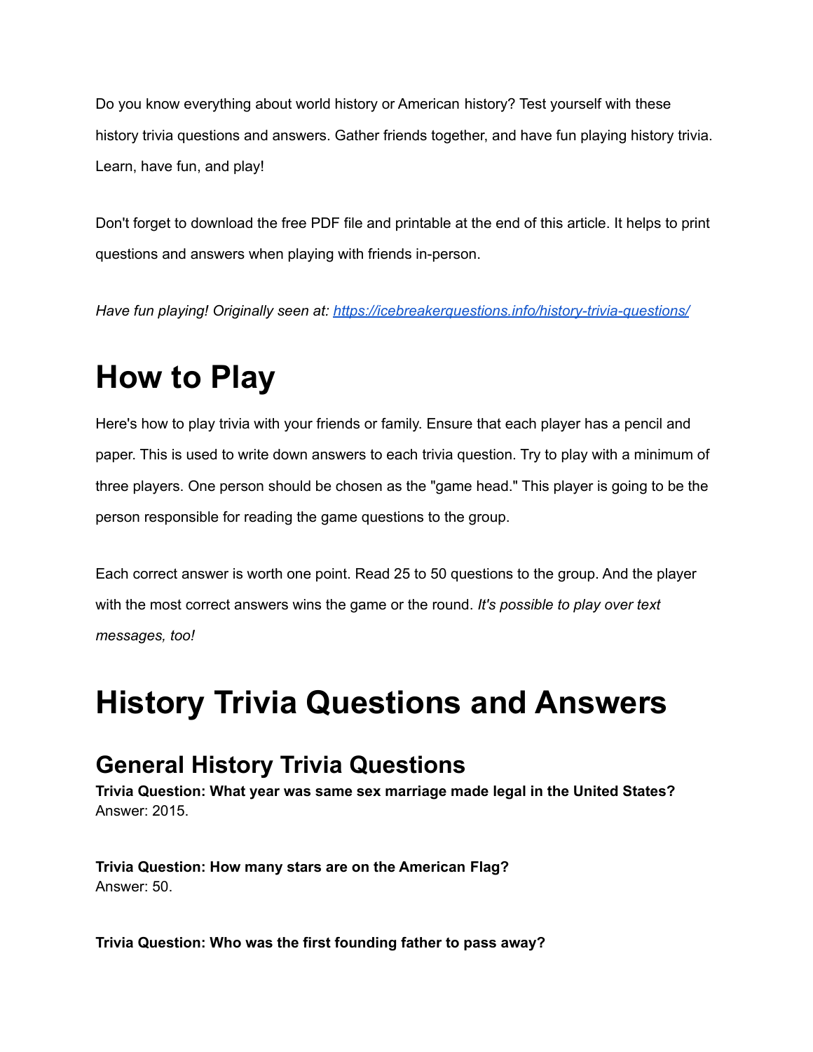Do you know everything about world history or American history? Test yourself with these history trivia questions and answers. Gather friends together, and have fun playing history trivia. Learn, have fun, and play!

Don't forget to download the free PDF file and printable at the end of this article. It helps to print questions and answers when playing with friends in-person.

*Have fun playing! Originally seen at: [https://icebreakerquestions.info/history-trivia-questions/](https://icebreakerquestions.info/history-trivia-questions/)*

# How to Play

Here's how to play trivia with your friends or family. Ensure that each player has a pencil and paper. This is used to write down answers to each trivia question. Try to play with a minimum of three players. One person should be chosen as the "game head." This player is going to be the person responsible for reading the game questions to the group.

Each correct answer is worth one point. Read 25 to 50 questions to the group. And the player with the most correct answers wins the game or the round. *It's possible to play over text messages, too!*

# History Trivia Questions and Answers

## General History Trivia Questions

**Trivia Question: What year was same sex marriage made legal in the United States?**
Answer: 2015.

**Trivia Question: How many stars are on the American Flag?**
Answer: 50.

**Trivia Question: Who was the first founding father to pass away?**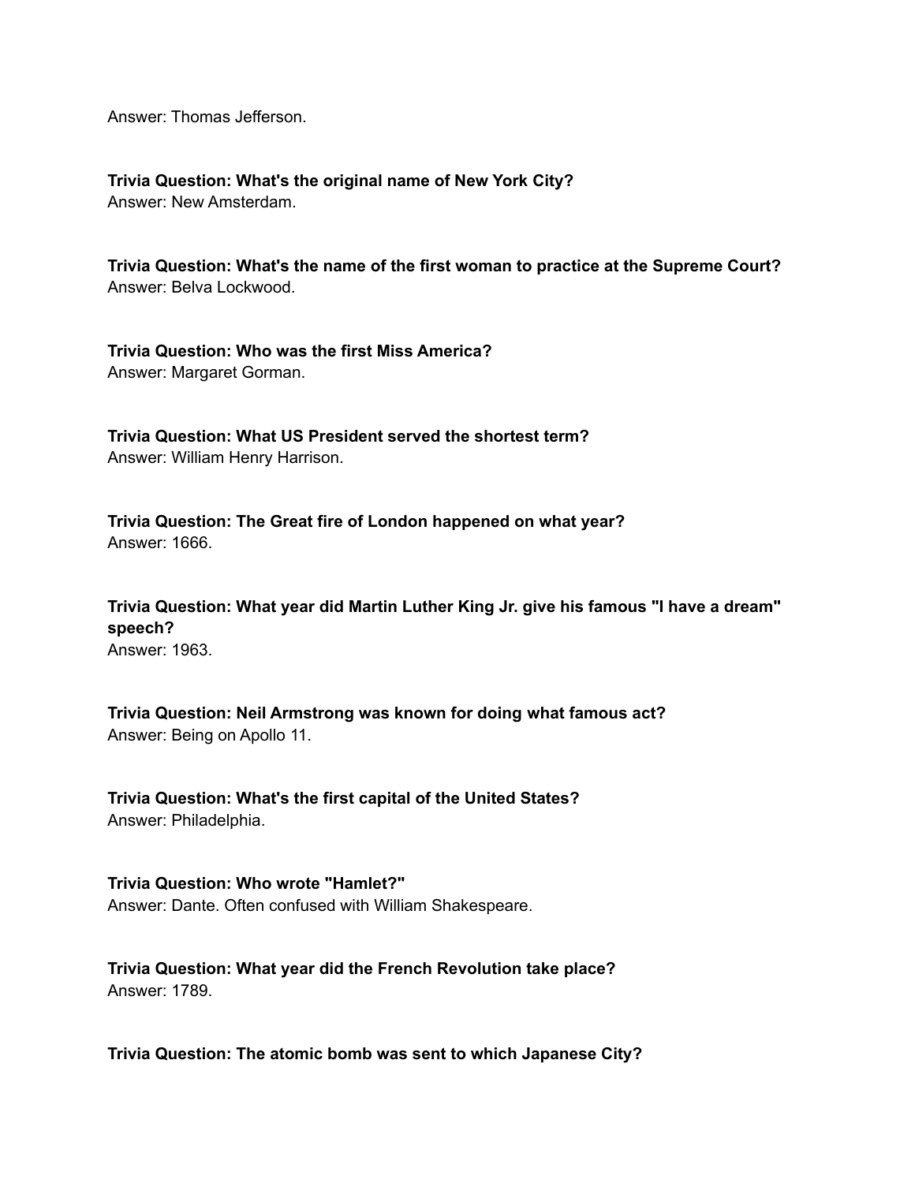Answer: Thomas Jefferson.

**Trivia Question: What's the original name of New York City?**
Answer: New Amsterdam.

**Trivia Question: What's the name of the first woman to practice at the Supreme Court?**
Answer: Belva Lockwood.

**Trivia Question: Who was the first Miss America?**
Answer: Margaret Gorman.

**Trivia Question: What US President served the shortest term?**
Answer: William Henry Harrison.

**Trivia Question: The Great fire of London happened on what year?**
Answer: 1666.

**Trivia Question: What year did Martin Luther King Jr. give his famous "I have a dream" speech?**
Answer: 1963.

**Trivia Question: Neil Armstrong was known for doing what famous act?**
Answer: Being on Apollo 11.

**Trivia Question: What's the first capital of the United States?**
Answer: Philadelphia.

**Trivia Question: Who wrote "Hamlet?"**
Answer: Dante. Often confused with William Shakespeare.

**Trivia Question: What year did the French Revolution take place?**
Answer: 1789.

**Trivia Question: The atomic bomb was sent to which Japanese City?**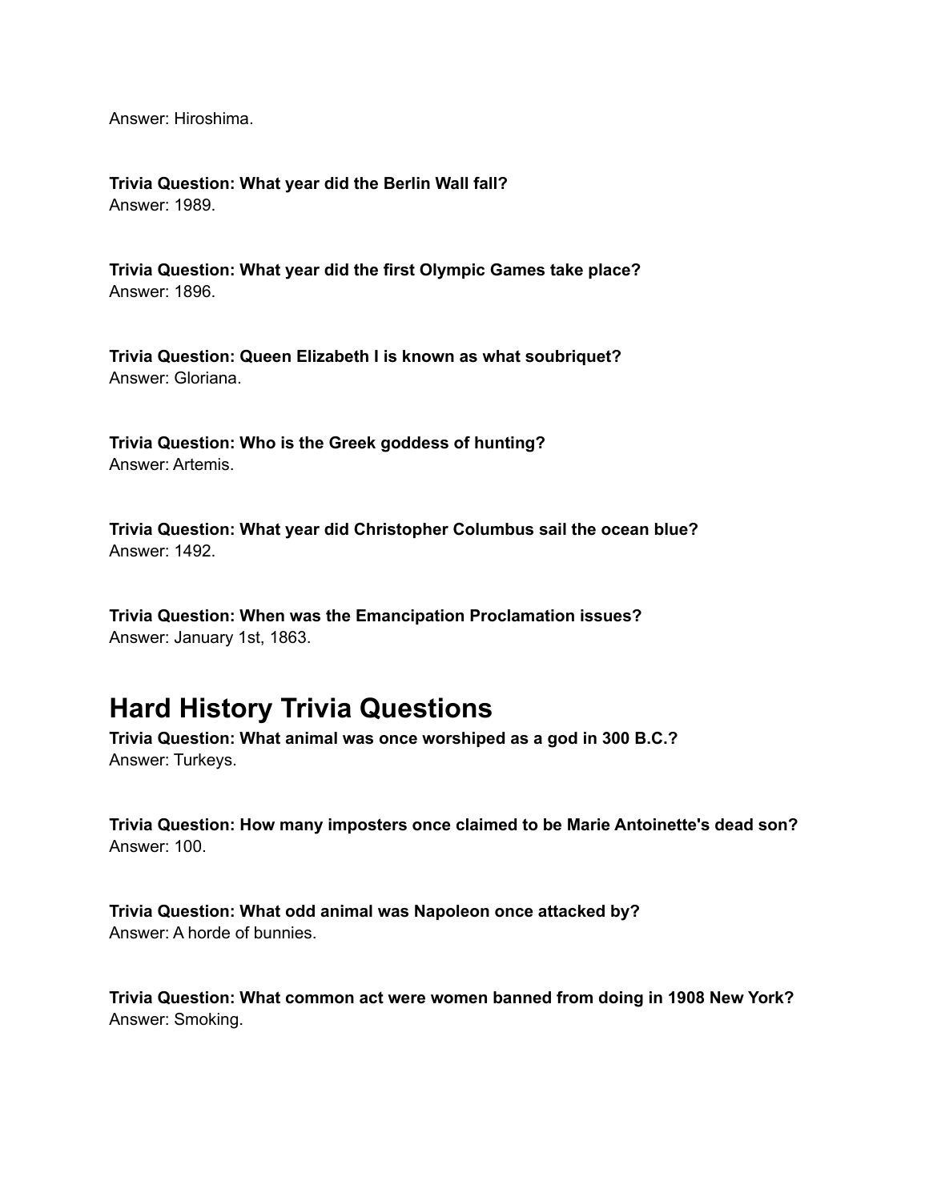Answer: Hiroshima.

**Trivia Question: What year did the Berlin Wall fall?**
Answer: 1989.

**Trivia Question: What year did the first Olympic Games take place?**
Answer: 1896.

**Trivia Question: Queen Elizabeth I is known as what soubriquet?**
Answer: Gloriana.

**Trivia Question: Who is the Greek goddess of hunting?**
Answer: Artemis.

**Trivia Question: What year did Christopher Columbus sail the ocean blue?**
Answer: 1492.

**Trivia Question: When was the Emancipation Proclamation issues?**
Answer: January 1st, 1863.

## Hard History Trivia Questions

**Trivia Question: What animal was once worshiped as a god in 300 B.C.?**
Answer: Turkeys.

**Trivia Question: How many imposters once claimed to be Marie Antoinette's dead son?**
Answer: 100.

**Trivia Question: What odd animal was Napoleon once attacked by?**
Answer: A horde of bunnies.

**Trivia Question: What common act were women banned from doing in 1908 New York?**
Answer: Smoking.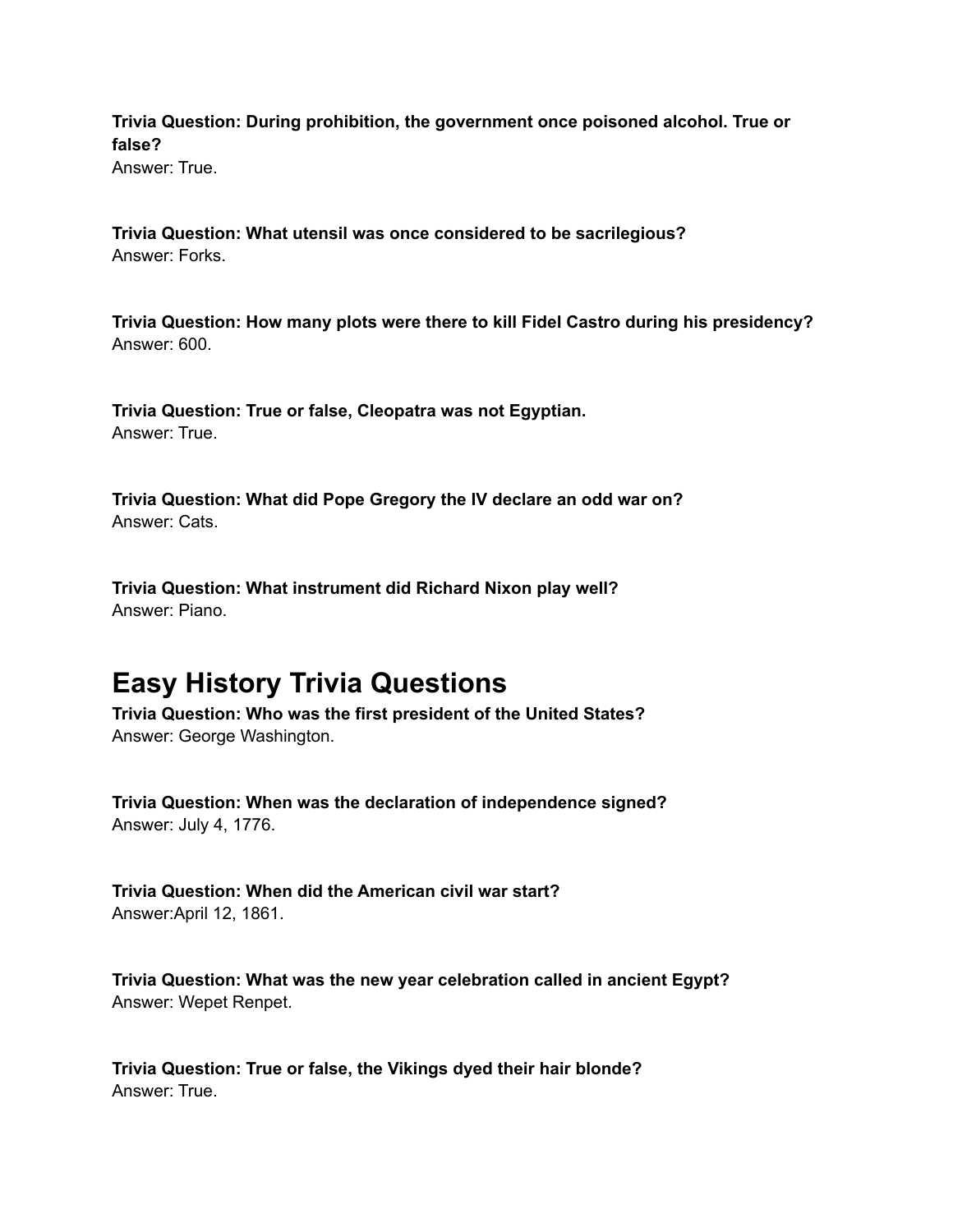**Trivia Question: During prohibition, the government once poisoned alcohol. True or false?**
Answer: True.

**Trivia Question: What utensil was once considered to be sacrilegious?**
Answer: Forks.

**Trivia Question: How many plots were there to kill Fidel Castro during his presidency?**
Answer: 600.

**Trivia Question: True or false, Cleopatra was not Egyptian.**
Answer: True.

**Trivia Question: What did Pope Gregory the IV declare an odd war on?**
Answer: Cats.

**Trivia Question: What instrument did Richard Nixon play well?**
Answer: Piano.

# Easy History Trivia Questions

**Trivia Question: Who was the first president of the United States?**
Answer: George Washington.

**Trivia Question: When was the declaration of independence signed?**
Answer: July 4, 1776.

**Trivia Question: When did the American civil war start?**
Answer:April 12, 1861.

**Trivia Question: What was the new year celebration called in ancient Egypt?**
Answer: Wepet Renpet.

**Trivia Question: True or false, the Vikings dyed their hair blonde?**
Answer: True.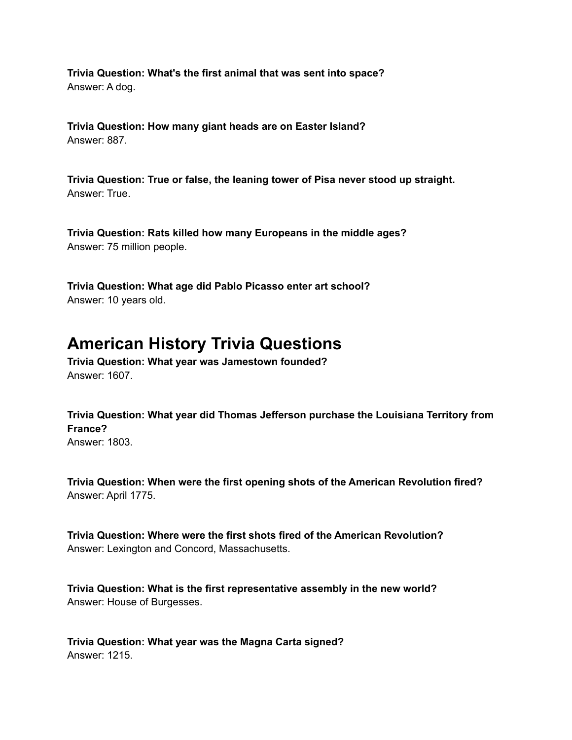**Trivia Question: What's the first animal that was sent into space?**
Answer: A dog.

**Trivia Question: How many giant heads are on Easter Island?**
Answer: 887.

**Trivia Question: True or false, the leaning tower of Pisa never stood up straight.**
Answer: True.

**Trivia Question: Rats killed how many Europeans in the middle ages?**
Answer: 75 million people.

**Trivia Question: What age did Pablo Picasso enter art school?**
Answer: 10 years old.

# American History Trivia Questions

**Trivia Question: What year was Jamestown founded?**
Answer: 1607.

**Trivia Question: What year did Thomas Jefferson purchase the Louisiana Territory from France?**
Answer: 1803.

**Trivia Question: When were the first opening shots of the American Revolution fired?**
Answer: April 1775.

**Trivia Question: Where were the first shots fired of the American Revolution?**
Answer: Lexington and Concord, Massachusetts.

**Trivia Question: What is the first representative assembly in the new world?**
Answer: House of Burgesses.

**Trivia Question: What year was the Magna Carta signed?**
Answer: 1215.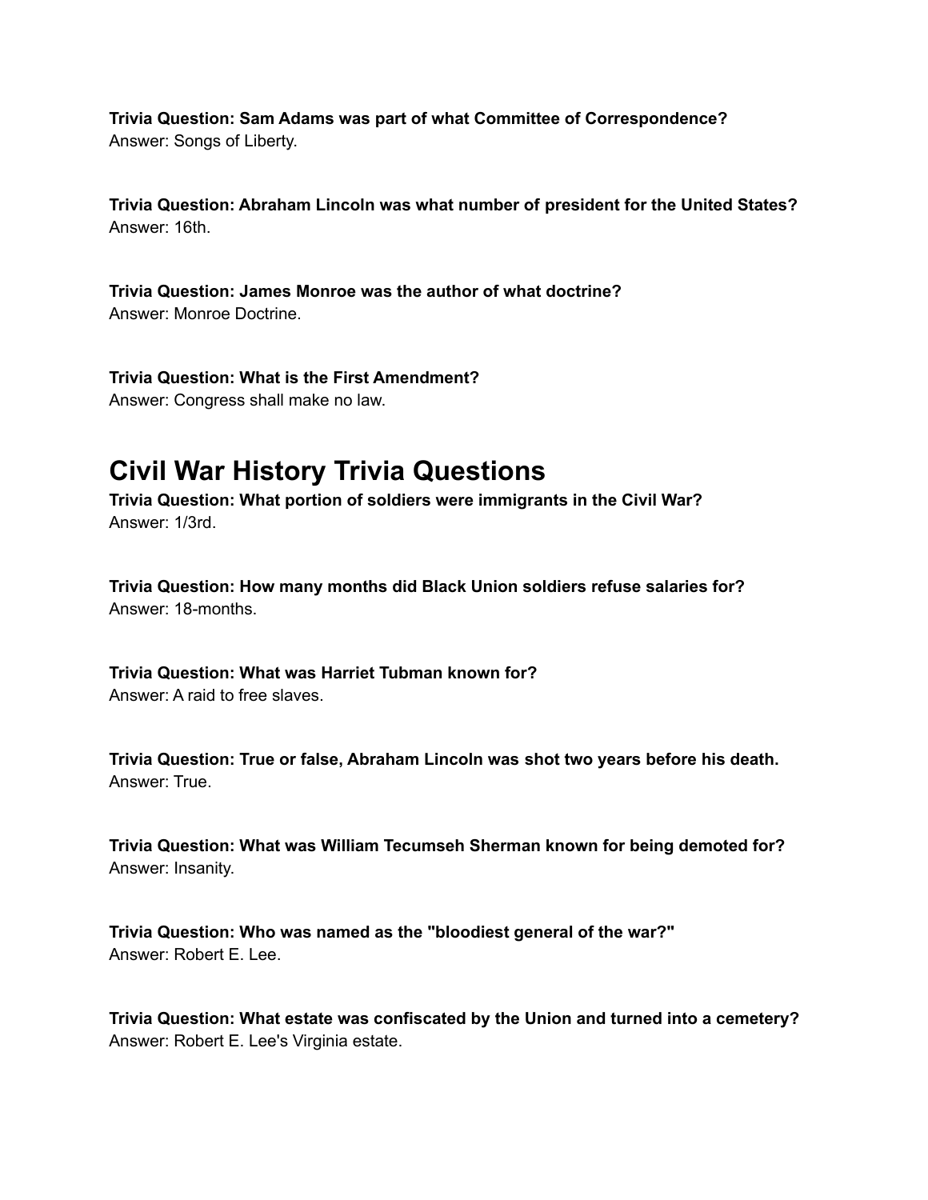**Trivia Question: Sam Adams was part of what Committee of Correspondence?**
Answer: Songs of Liberty.

**Trivia Question: Abraham Lincoln was what number of president for the United States?**
Answer: 16th.

**Trivia Question: James Monroe was the author of what doctrine?**
Answer: Monroe Doctrine.

**Trivia Question: What is the First Amendment?**
Answer: Congress shall make no law.

# Civil War History Trivia Questions

**Trivia Question: What portion of soldiers were immigrants in the Civil War?**
Answer: 1/3rd.

**Trivia Question: How many months did Black Union soldiers refuse salaries for?**
Answer: 18-months.

**Trivia Question: What was Harriet Tubman known for?**
Answer: A raid to free slaves.

**Trivia Question: True or false, Abraham Lincoln was shot two years before his death.**
Answer: True.

**Trivia Question: What was William Tecumseh Sherman known for being demoted for?**
Answer: Insanity.

**Trivia Question: Who was named as the "bloodiest general of the war?"**
Answer: Robert E. Lee.

**Trivia Question: What estate was confiscated by the Union and turned into a cemetery?**
Answer: Robert E. Lee's Virginia estate.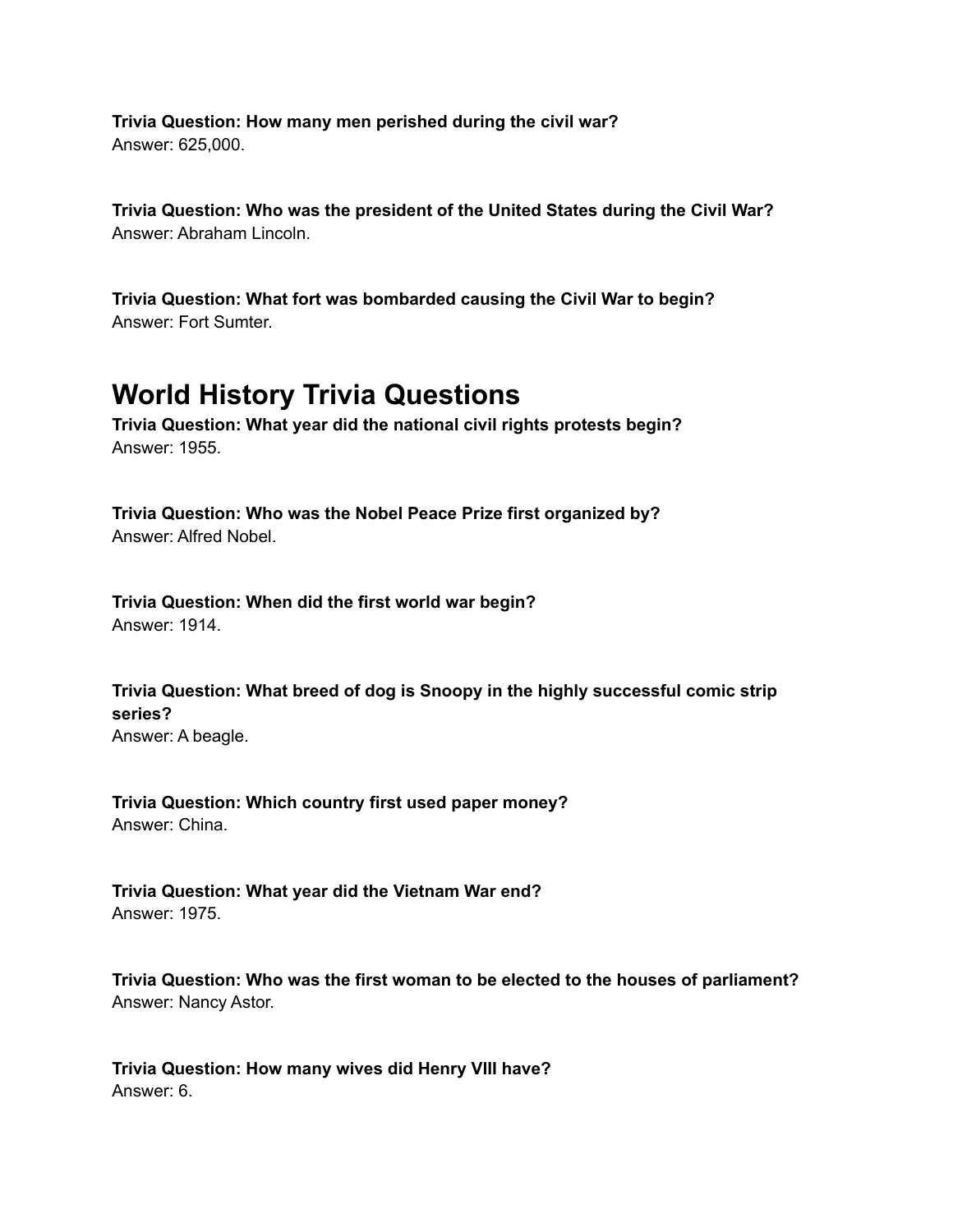**Trivia Question: How many men perished during the civil war?**
Answer: 625,000.

**Trivia Question: Who was the president of the United States during the Civil War?**
Answer: Abraham Lincoln.

**Trivia Question: What fort was bombarded causing the Civil War to begin?**
Answer: Fort Sumter.

# World History Trivia Questions

**Trivia Question: What year did the national civil rights protests begin?**
Answer: 1955.

**Trivia Question: Who was the Nobel Peace Prize first organized by?**
Answer: Alfred Nobel.

**Trivia Question: When did the first world war begin?**
Answer: 1914.

**Trivia Question: What breed of dog is Snoopy in the highly successful comic strip series?**
Answer: A beagle.

**Trivia Question: Which country first used paper money?**
Answer: China.

**Trivia Question: What year did the Vietnam War end?**
Answer: 1975.

**Trivia Question: Who was the first woman to be elected to the houses of parliament?**
Answer: Nancy Astor.

**Trivia Question: How many wives did Henry VIII have?**
Answer: 6.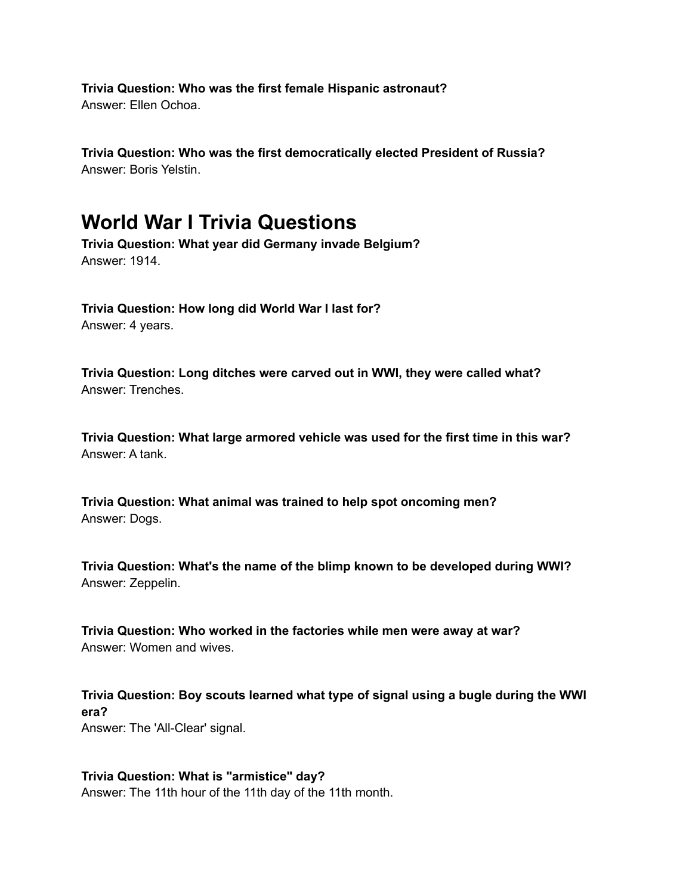**Trivia Question: Who was the first female Hispanic astronaut?**
Answer: Ellen Ochoa.

**Trivia Question: Who was the first democratically elected President of Russia?**
Answer: Boris Yelstin.

# World War I Trivia Questions

**Trivia Question: What year did Germany invade Belgium?**
Answer: 1914.

**Trivia Question: How long did World War I last for?**
Answer: 4 years.

**Trivia Question: Long ditches were carved out in WWI, they were called what?**
Answer: Trenches.

**Trivia Question: What large armored vehicle was used for the first time in this war?**
Answer: A tank.

**Trivia Question: What animal was trained to help spot oncoming men?**
Answer: Dogs.

**Trivia Question: What's the name of the blimp known to be developed during WWI?**
Answer: Zeppelin.

**Trivia Question: Who worked in the factories while men were away at war?**
Answer: Women and wives.

**Trivia Question: Boy scouts learned what type of signal using a bugle during the WWI era?**
Answer: The 'All-Clear' signal.

**Trivia Question: What is "armistice" day?**
Answer: The 11th hour of the 11th day of the 11th month.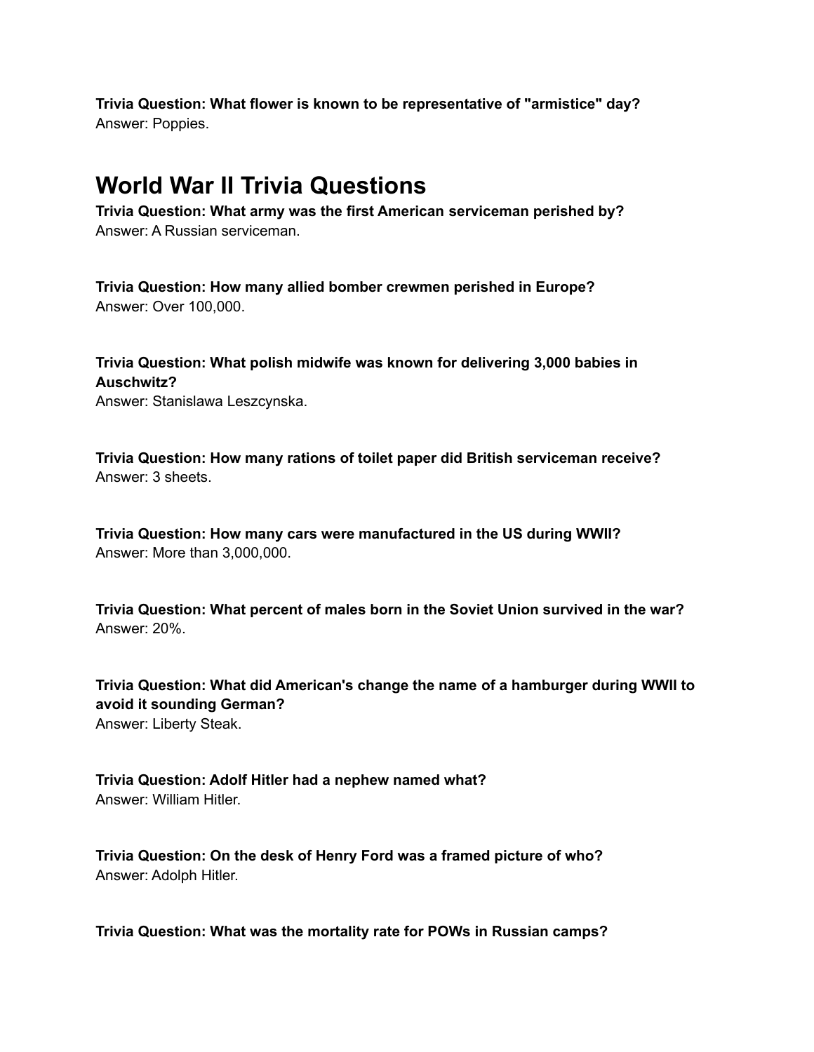**Trivia Question: What flower is known to be representative of "armistice" day?**
Answer: Poppies.

## World War II Trivia Questions

**Trivia Question: What army was the first American serviceman perished by?**
Answer: A Russian serviceman.

**Trivia Question: How many allied bomber crewmen perished in Europe?**
Answer: Over 100,000.

**Trivia Question: What polish midwife was known for delivering 3,000 babies in Auschwitz?**
Answer: Stanislawa Leszcynska.

**Trivia Question: How many rations of toilet paper did British serviceman receive?**
Answer: 3 sheets.

**Trivia Question: How many cars were manufactured in the US during WWII?**
Answer: More than 3,000,000.

**Trivia Question: What percent of males born in the Soviet Union survived in the war?**
Answer: 20%.

**Trivia Question: What did American's change the name of a hamburger during WWII to avoid it sounding German?**
Answer: Liberty Steak.

**Trivia Question: Adolf Hitler had a nephew named what?**
Answer: William Hitler.

**Trivia Question: On the desk of Henry Ford was a framed picture of who?**
Answer: Adolph Hitler.

**Trivia Question: What was the mortality rate for POWs in Russian camps?**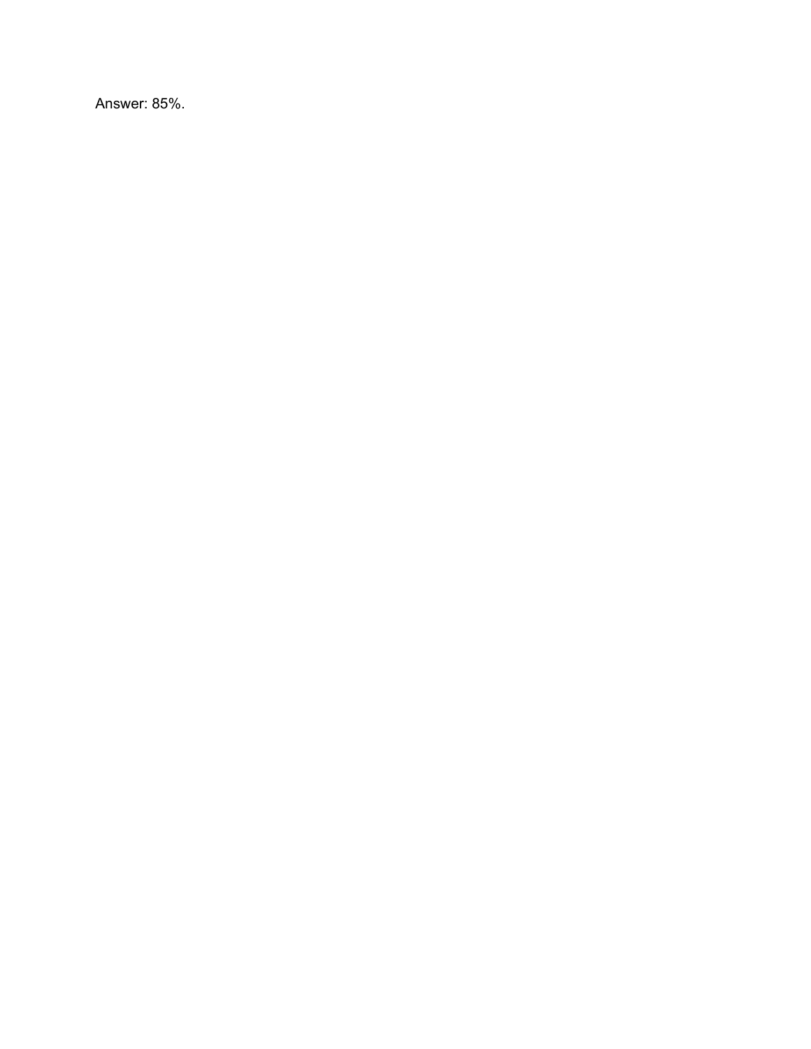Answer: 85%.